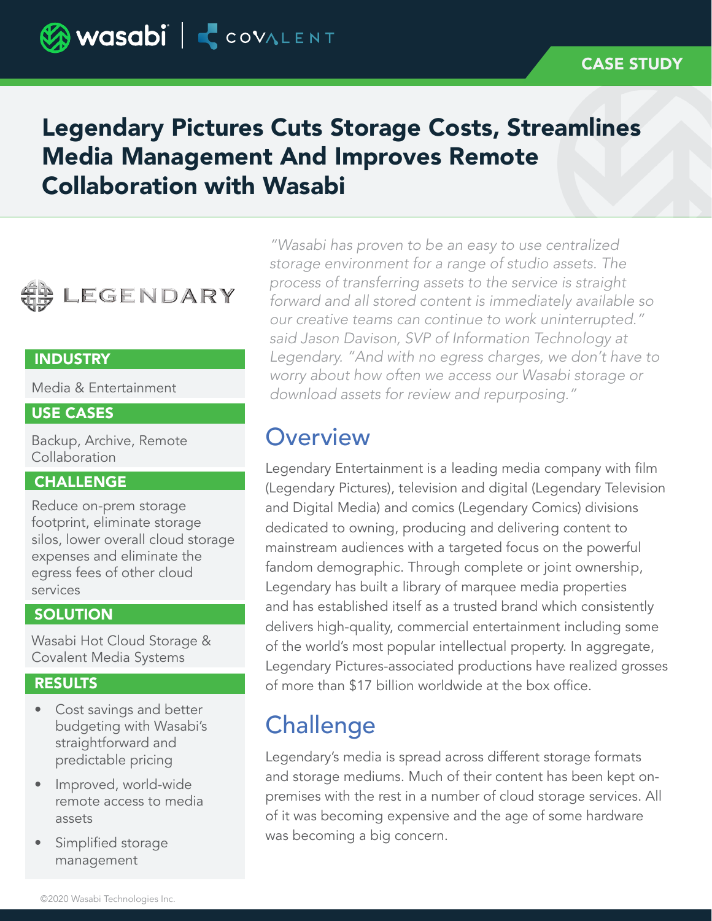CASE STUDY

# Legendary Pictures Cuts Storage Costs, Streamlines Media Management And Improves Remote Collaboration with Wasabi

LEGENDARY

**INDUSTRY**

Media & Entertainment

**USE CASES**

Backup, Archive, Remote Collaboration

**CHALLENGE**

Reduce on-prem storage footprint, eliminate storage silos, lower overall cloud storage expenses and eliminate the egress fees of other cloud services

**SOLUTION**

Wasabi Hot Cloud Storage & Covalent Media Systems

**RESULTS**

- Cost savings and better budgeting with Wasabi's straightforward and predictable pricing
- Improved, world-wide remote access to media assets
- Simplified storage management

*"Wasabi has proven to be an easy to use centralized storage environment for a range of studio assets. The process of transferring assets to the service is straight forward and all stored content is immediately available so our creative teams can continue to work uninterrupted." said Jason Davison, SVP of Information Technology at Legendary. "And with no egress charges, we don't have to worry about how often we access our Wasabi storage or download assets for review and repurposing."*

## Overview

Legendary Entertainment is a leading media company with film (Legendary Pictures), television and digital (Legendary Television and Digital Media) and comics (Legendary Comics) divisions dedicated to owning, producing and delivering content to mainstream audiences with a targeted focus on the powerful fandom demographic. Through complete or joint ownership, Legendary has built a library of marquee media properties and has established itself as a trusted brand which consistently delivers high-quality, commercial entertainment including some of the world's most popular intellectual property. In aggregate, Legendary Pictures-associated productions have realized grosses of more than $17 billion worldwide at the box office.

## Challenge

Legendary's media is spread across different storage formats and storage mediums. Much of their content has been kept on-premises with the rest in a number of cloud storage services. All of it was becoming expensive and the age of some hardware was becoming a big concern.

©2020 Wasabi Technologies Inc.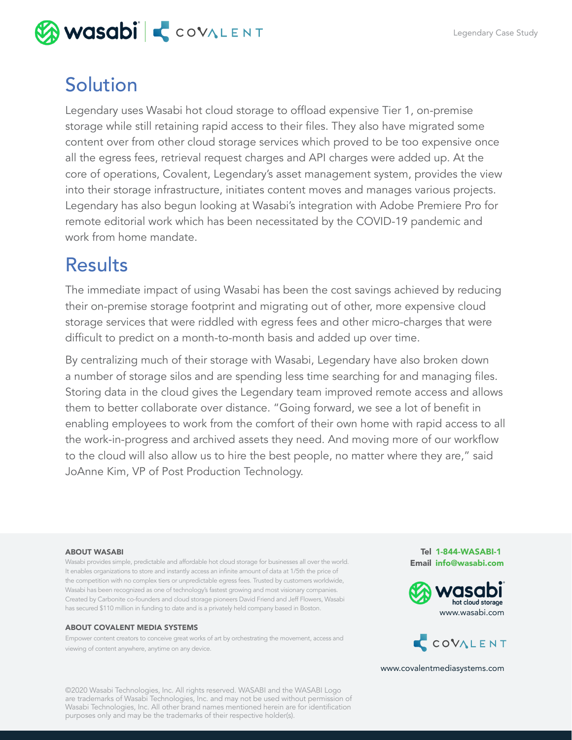## Solution

Legendary uses Wasabi hot cloud storage to offload expensive Tier 1, on-premise storage while still retaining rapid access to their files. They also have migrated some content over from other cloud storage services which proved to be too expensive once all the egress fees, retrieval request charges and API charges were added up. At the core of operations, Covalent, Legendary's asset management system, provides the view into their storage infrastructure, initiates content moves and manages various projects. Legendary has also begun looking at Wasabi's integration with Adobe Premiere Pro for remote editorial work which has been necessitated by the COVID-19 pandemic and work from home mandate.

## Results

The immediate impact of using Wasabi has been the cost savings achieved by reducing their on-premise storage footprint and migrating out of other, more expensive cloud storage services that were riddled with egress fees and other micro-charges that were difficult to predict on a month-to-month basis and added up over time.

By centralizing much of their storage with Wasabi, Legendary have also broken down a number of storage silos and are spending less time searching for and managing files. Storing data in the cloud gives the Legendary team improved remote access and allows them to better collaborate over distance. "Going forward, we see a lot of benefit in enabling employees to work from the comfort of their own home with rapid access to all the work-in-progress and archived assets they need. And moving more of our workflow to the cloud will also allow us to hire the best people, no matter where they are," said JoAnne Kim, VP of Post Production Technology.

**ABOUT WASABI**

Wasabi provides simple, predictable and affordable hot cloud storage for businesses all over the world. It enables organizations to store and instantly access an infinite amount of data at 1/5th the price of the competition with no complex tiers or unpredictable egress fees. Trusted by customers worldwide, Wasabi has been recognized as one of technology's fastest growing and most visionary companies. Created by Carbonite co-founders and cloud storage pioneers David Friend and Jeff Flowers, Wasabi has secured $110 million in funding to date and is a privately held company based in Boston.

**ABOUT COVALENT MEDIA SYSTEMS**

Empower content creators to conceive great works of art by orchestrating the movement, access and viewing of content anywhere, anytime on any device.

**Tel** 1-844-WASABI-1
**Email** info@wasabi.com

wasabi hot cloud storage
www.wasabi.com

COVALENT
www.covalentmediasystems.com

©2020 Wasabi Technologies, Inc. All rights reserved. WASABI and the WASABI Logo are trademarks of Wasabi Technologies, Inc. and may not be used without permission of Wasabi Technologies, Inc. All other brand names mentioned herein are for identification purposes only and may be the trademarks of their respective holder(s).